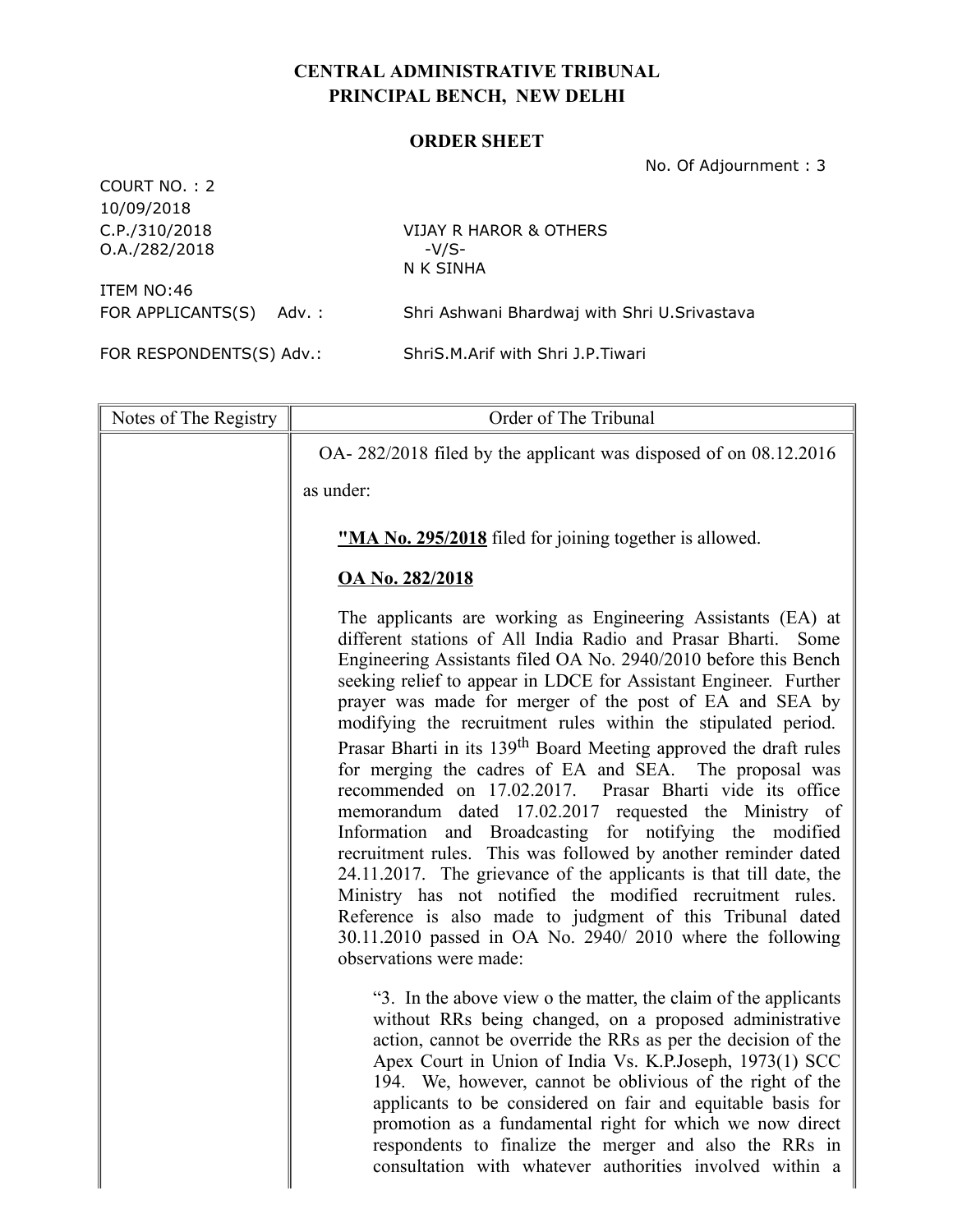# CENTRAL ADMINISTRATIVE TRIBUNAL
## PRINCIPAL BENCH, NEW DELHI

### ORDER SHEET

No. Of Adjournment : 3

COURT NO. : 2
10/09/2018

C.P./310/2018 — VIJAY R HAROR & OTHERS
O.A./282/2018 — -V/S-
N K SINHA

ITEM NO:46

FOR APPLICANTS(S) Adv. : Shri Ashwani Bhardwaj with Shri U.Srivastava

FOR RESPONDENTS(S) Adv.: ShriS.M.Arif with Shri J.P.Tiwari

| Notes of The Registry | Order of The Tribunal |
|---|---|
| | OA- 282/2018 filed by the applicant was disposed of on 08.12.2016 as under: |

"**MA No. 295/2018** filed for joining together is allowed.

**OA No. 282/2018**

The applicants are working as Engineering Assistants (EA) at different stations of All India Radio and Prasar Bharti. Some Engineering Assistants filed OA No. 2940/2010 before this Bench seeking relief to appear in LDCE for Assistant Engineer. Further prayer was made for merger of the post of EA and SEA by modifying the recruitment rules within the stipulated period. Prasar Bharti in its 139th Board Meeting approved the draft rules for merging the cadres of EA and SEA. The proposal was recommended on 17.02.2017. Prasar Bharti vide its office memorandum dated 17.02.2017 requested the Ministry of Information and Broadcasting for notifying the modified recruitment rules. This was followed by another reminder dated 24.11.2017. The grievance of the applicants is that till date, the Ministry has not notified the modified recruitment rules. Reference is also made to judgment of this Tribunal dated 30.11.2010 passed in OA No. 2940/ 2010 where the following observations were made:

"3. In the above view o the matter, the claim of the applicants without RRs being changed, on a proposed administrative action, cannot be override the RRs as per the decision of the Apex Court in Union of India Vs. K.P.Joseph, 1973(1) SCC 194. We, however, cannot be oblivious of the right of the applicants to be considered on fair and equitable basis for promotion as a fundamental right for which we now direct respondents to finalize the merger and also the RRs in consultation with whatever authorities involved within a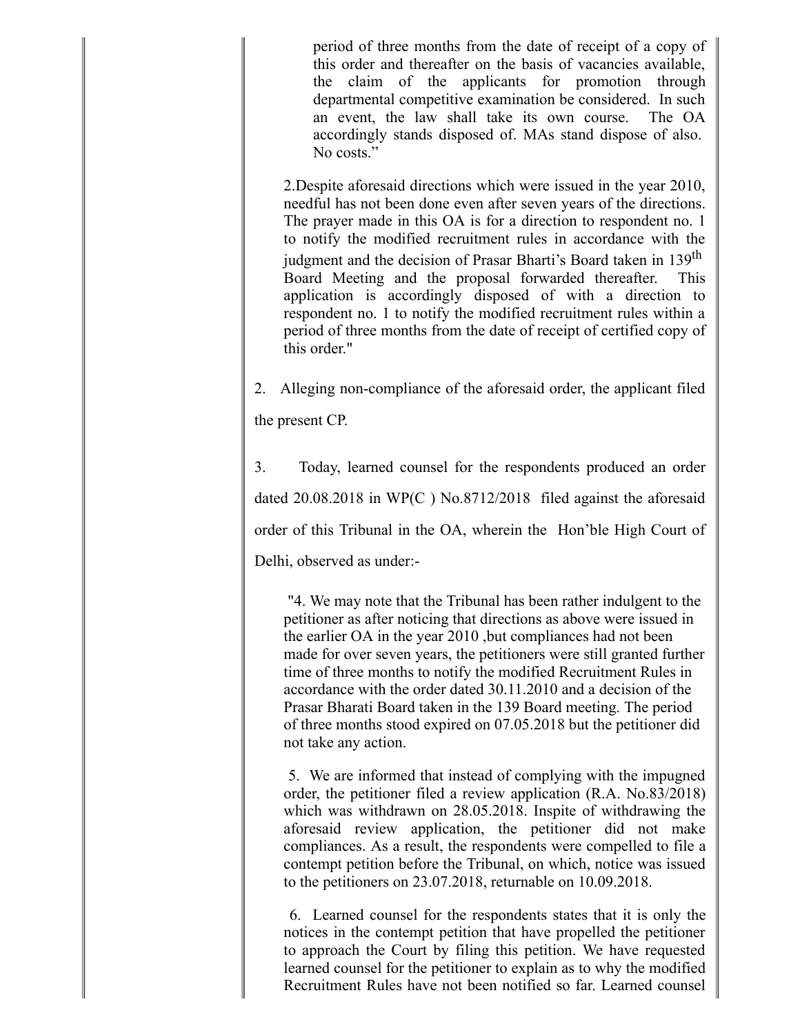> period of three months from the date of receipt of a copy of this order and thereafter on the basis of vacancies available, the claim of the applicants for promotion through departmental competitive examination be considered. In such an event, the law shall take its own course. The OA accordingly stands disposed of. MAs stand dispose of also. No costs."
>
> 2.Despite aforesaid directions which were issued in the year 2010, needful has not been done even after seven years of the directions. The prayer made in this OA is for a direction to respondent no. 1 to notify the modified recruitment rules in accordance with the judgment and the decision of Prasar Bharti's Board taken in 139th Board Meeting and the proposal forwarded thereafter. This application is accordingly disposed of with a direction to respondent no. 1 to notify the modified recruitment rules within a period of three months from the date of receipt of certified copy of this order."

2. Alleging non-compliance of the aforesaid order, the applicant filed the present CP.

3. Today, learned counsel for the respondents produced an order dated 20.08.2018 in WP(C ) No.8712/2018 filed against the aforesaid order of this Tribunal in the OA, wherein the Hon'ble High Court of Delhi, observed as under:-

> "4. We may note that the Tribunal has been rather indulgent to the petitioner as after noticing that directions as above were issued in the earlier OA in the year 2010 ,but compliances had not been made for over seven years, the petitioners were still granted further time of three months to notify the modified Recruitment Rules in accordance with the order dated 30.11.2010 and a decision of the Prasar Bharati Board taken in the 139 Board meeting. The period of three months stood expired on 07.05.2018 but the petitioner did not take any action.
>
> 5. We are informed that instead of complying with the impugned order, the petitioner filed a review application (R.A. No.83/2018) which was withdrawn on 28.05.2018. Inspite of withdrawing the aforesaid review application, the petitioner did not make compliances. As a result, the respondents were compelled to file a contempt petition before the Tribunal, on which, notice was issued to the petitioners on 23.07.2018, returnable on 10.09.2018.
>
> 6. Learned counsel for the respondents states that it is only the notices in the contempt petition that have propelled the petitioner to approach the Court by filing this petition. We have requested learned counsel for the petitioner to explain as to why the modified Recruitment Rules have not been notified so far. Learned counsel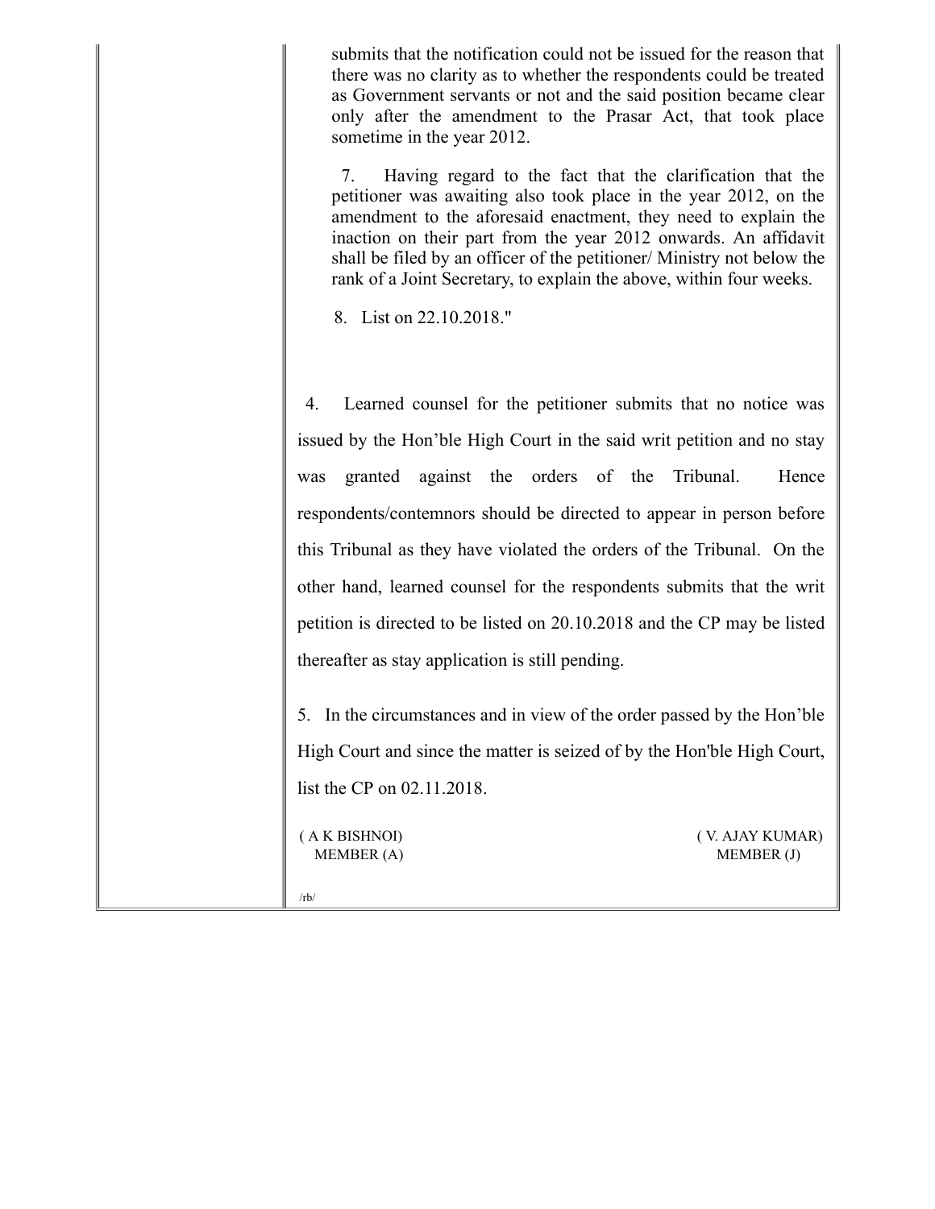submits that the notification could not be issued for the reason that there was no clarity as to whether the respondents could be treated as Government servants or not and the said position became clear only after the amendment to the Prasar Act, that took place sometime in the year 2012.

7. Having regard to the fact that the clarification that the petitioner was awaiting also took place in the year 2012, on the amendment to the aforesaid enactment, they need to explain the inaction on their part from the year 2012 onwards. An affidavit shall be filed by an officer of the petitioner/ Ministry not below the rank of a Joint Secretary, to explain the above, within four weeks.

8. List on 22.10.2018."

4. Learned counsel for the petitioner submits that no notice was issued by the Hon'ble High Court in the said writ petition and no stay was granted against the orders of the Tribunal. Hence respondents/contemnors should be directed to appear in person before this Tribunal as they have violated the orders of the Tribunal. On the other hand, learned counsel for the respondents submits that the writ petition is directed to be listed on 20.10.2018 and the CP may be listed thereafter as stay application is still pending.

5. In the circumstances and in view of the order passed by the Hon'ble High Court and since the matter is seized of by the Hon'ble High Court, list the CP on 02.11.2018.

( A K BISHNOI)
MEMBER (A)

( V. AJAY KUMAR)
MEMBER (J)

/rb/